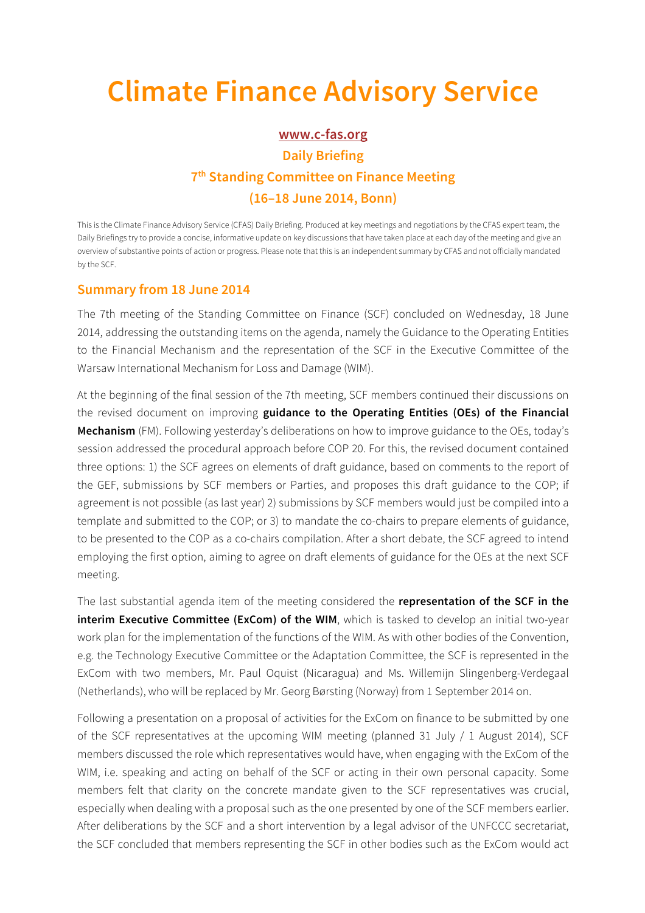# Climate Finance Advisory Service

**www.c-fas.org**

**Daily Briefing**

**7th Standing Committee on Finance Meeting**

**(16–18 June 2014, Bonn)**

This is the Climate Finance Advisory Service (CFAS) Daily Briefing. Produced at key meetings and negotiations by the CFAS expert team, the Daily Briefings try to provide a concise, informative update on key discussions that have taken place at each day of the meeting and give an overview of substantive points of action or progress. Please note that this is an independent summary by CFAS and not officially mandated by the SCF.

## Summary from 18 June 2014

The 7th meeting of the Standing Committee on Finance (SCF) concluded on Wednesday, 18 June 2014, addressing the outstanding items on the agenda, namely the Guidance to the Operating Entities to the Financial Mechanism and the representation of the SCF in the Executive Committee of the Warsaw International Mechanism for Loss and Damage (WIM).

At the beginning of the final session of the 7th meeting, SCF members continued their discussions on the revised document on improving **guidance to the Operating Entities (OEs) of the Financial Mechanism** (FM). Following yesterday's deliberations on how to improve guidance to the OEs, today's session addressed the procedural approach before COP 20. For this, the revised document contained three options: 1) the SCF agrees on elements of draft guidance, based on comments to the report of the GEF, submissions by SCF members or Parties, and proposes this draft guidance to the COP; if agreement is not possible (as last year) 2) submissions by SCF members would just be compiled into a template and submitted to the COP; or 3) to mandate the co-chairs to prepare elements of guidance, to be presented to the COP as a co-chairs compilation. After a short debate, the SCF agreed to intend employing the first option, aiming to agree on draft elements of guidance for the OEs at the next SCF meeting.

The last substantial agenda item of the meeting considered the **representation of the SCF in the interim Executive Committee (ExCom) of the WIM**, which is tasked to develop an initial two-year work plan for the implementation of the functions of the WIM. As with other bodies of the Convention, e.g. the Technology Executive Committee or the Adaptation Committee, the SCF is represented in the ExCom with two members, Mr. Paul Oquist (Nicaragua) and Ms. Willemijn Slingenberg-Verdegaal (Netherlands), who will be replaced by Mr. Georg Børsting (Norway) from 1 September 2014 on.

Following a presentation on a proposal of activities for the ExCom on finance to be submitted by one of the SCF representatives at the upcoming WIM meeting (planned 31 July / 1 August 2014), SCF members discussed the role which representatives would have, when engaging with the ExCom of the WIM, i.e. speaking and acting on behalf of the SCF or acting in their own personal capacity. Some members felt that clarity on the concrete mandate given to the SCF representatives was crucial, especially when dealing with a proposal such as the one presented by one of the SCF members earlier. After deliberations by the SCF and a short intervention by a legal advisor of the UNFCCC secretariat, the SCF concluded that members representing the SCF in other bodies such as the ExCom would act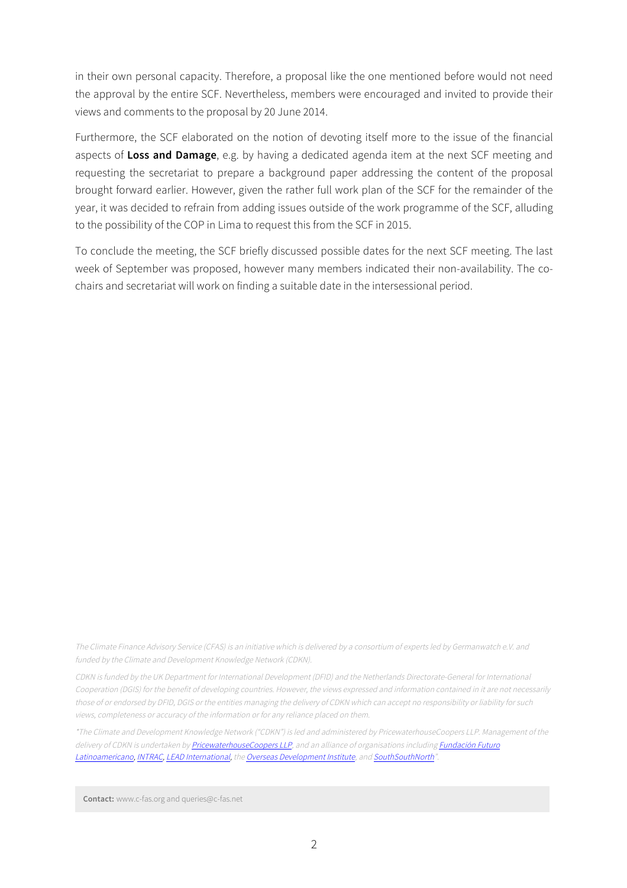in their own personal capacity. Therefore, a proposal like the one mentioned before would not need the approval by the entire SCF. Nevertheless, members were encouraged and invited to provide their views and comments to the proposal by 20 June 2014.

Furthermore, the SCF elaborated on the notion of devoting itself more to the issue of the financial aspects of **Loss and Damage**, e.g. by having a dedicated agenda item at the next SCF meeting and requesting the secretariat to prepare a background paper addressing the content of the proposal brought forward earlier. However, given the rather full work plan of the SCF for the remainder of the year, it was decided to refrain from adding issues outside of the work programme of the SCF, alluding to the possibility of the COP in Lima to request this from the SCF in 2015.

To conclude the meeting, the SCF briefly discussed possible dates for the next SCF meeting. The last week of September was proposed, however many members indicated their non-availability. The co-chairs and secretariat will work on finding a suitable date in the intersessional period.

*The Climate Finance Advisory Service (CFAS) is an initiative which is delivered by a consortium of experts led by Germanwatch e.V. and funded by the Climate and Development Knowledge Network (CDKN).*

*CDKN is funded by the UK Department for International Development (DFID) and the Netherlands Directorate-General for International Cooperation (DGIS) for the benefit of developing countries. However, the views expressed and information contained in it are not necessarily those of or endorsed by DFID, DGIS or the entities managing the delivery of CDKN which can accept no responsibility or liability for such views, completeness or accuracy of the information or for any reliance placed on them.*

*\*The Climate and Development Knowledge Network ("CDKN") is led and administered by PricewaterhouseCoopers LLP. Management of the delivery of CDKN is undertaken by PricewaterhouseCoopers LLP, and an alliance of organisations including Fundación Futuro Latinoamericano, INTRAC, LEAD International, the Overseas Development Institute, and SouthSouthNorth".*

**Contact:** www.c-fas.org and queries@c-fas.net